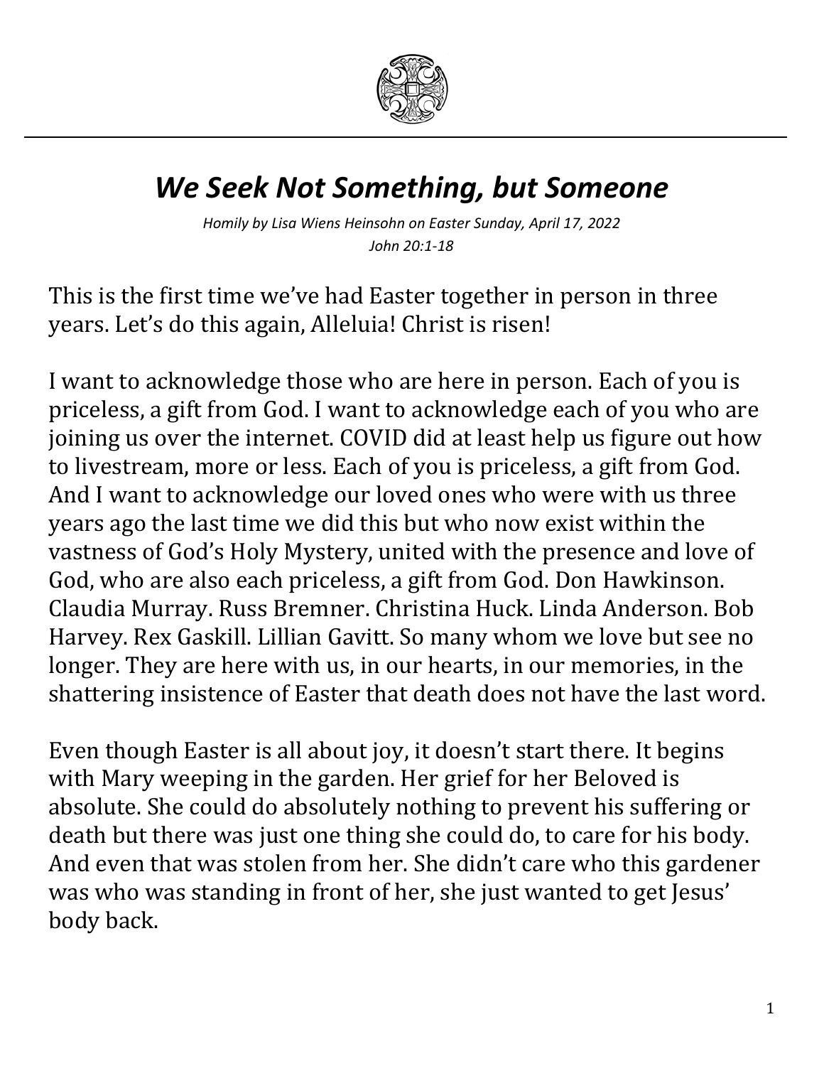# *We Seek Not Something, but Someone*

*Homily by Lisa Wiens Heinsohn on Easter Sunday, April 17, 2022*
*John 20:1-18*

This is the first time we've had Easter together in person in three years. Let's do this again, Alleluia! Christ is risen!

I want to acknowledge those who are here in person. Each of you is priceless, a gift from God. I want to acknowledge each of you who are joining us over the internet. COVID did at least help us figure out how to livestream, more or less. Each of you is priceless, a gift from God. And I want to acknowledge our loved ones who were with us three years ago the last time we did this but who now exist within the vastness of God's Holy Mystery, united with the presence and love of God, who are also each priceless, a gift from God. Don Hawkinson. Claudia Murray. Russ Bremner. Christina Huck. Linda Anderson. Bob Harvey. Rex Gaskill. Lillian Gavitt. So many whom we love but see no longer. They are here with us, in our hearts, in our memories, in the shattering insistence of Easter that death does not have the last word.

Even though Easter is all about joy, it doesn't start there. It begins with Mary weeping in the garden. Her grief for her Beloved is absolute. She could do absolutely nothing to prevent his suffering or death but there was just one thing she could do, to care for his body. And even that was stolen from her. She didn't care who this gardener was who was standing in front of her, she just wanted to get Jesus' body back.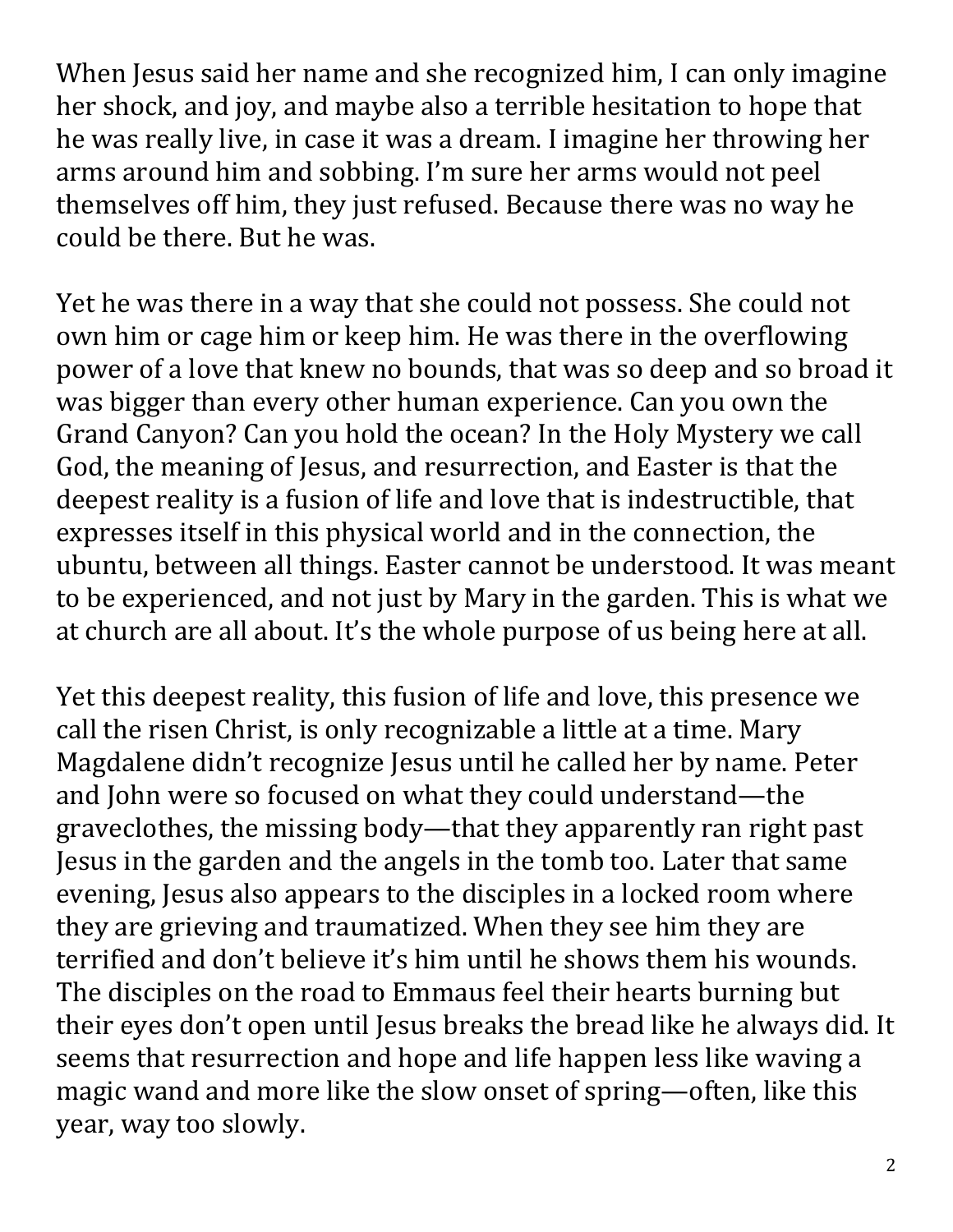When Jesus said her name and she recognized him, I can only imagine her shock, and joy, and maybe also a terrible hesitation to hope that he was really live, in case it was a dream. I imagine her throwing her arms around him and sobbing. I'm sure her arms would not peel themselves off him, they just refused. Because there was no way he could be there. But he was.

Yet he was there in a way that she could not possess. She could not own him or cage him or keep him. He was there in the overflowing power of a love that knew no bounds, that was so deep and so broad it was bigger than every other human experience. Can you own the Grand Canyon? Can you hold the ocean? In the Holy Mystery we call God, the meaning of Jesus, and resurrection, and Easter is that the deepest reality is a fusion of life and love that is indestructible, that expresses itself in this physical world and in the connection, the ubuntu, between all things. Easter cannot be understood. It was meant to be experienced, and not just by Mary in the garden. This is what we at church are all about. It's the whole purpose of us being here at all.

Yet this deepest reality, this fusion of life and love, this presence we call the risen Christ, is only recognizable a little at a time. Mary Magdalene didn't recognize Jesus until he called her by name. Peter and John were so focused on what they could understand—the graveclothes, the missing body—that they apparently ran right past Jesus in the garden and the angels in the tomb too. Later that same evening, Jesus also appears to the disciples in a locked room where they are grieving and traumatized. When they see him they are terrified and don't believe it's him until he shows them his wounds. The disciples on the road to Emmaus feel their hearts burning but their eyes don't open until Jesus breaks the bread like he always did. It seems that resurrection and hope and life happen less like waving a magic wand and more like the slow onset of spring—often, like this year, way too slowly.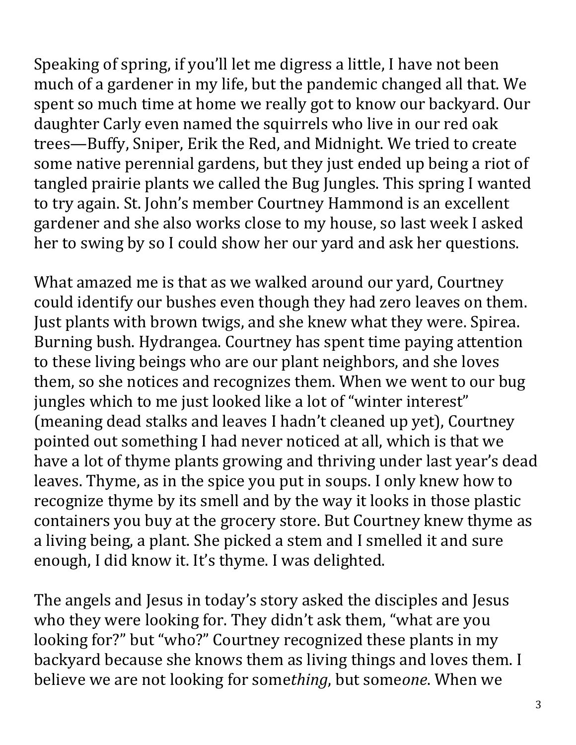Speaking of spring, if you'll let me digress a little, I have not been much of a gardener in my life, but the pandemic changed all that. We spent so much time at home we really got to know our backyard. Our daughter Carly even named the squirrels who live in our red oak trees—Buffy, Sniper, Erik the Red, and Midnight. We tried to create some native perennial gardens, but they just ended up being a riot of tangled prairie plants we called the Bug Jungles. This spring I wanted to try again. St. John's member Courtney Hammond is an excellent gardener and she also works close to my house, so last week I asked her to swing by so I could show her our yard and ask her questions.

What amazed me is that as we walked around our yard, Courtney could identify our bushes even though they had zero leaves on them. Just plants with brown twigs, and she knew what they were. Spirea. Burning bush. Hydrangea. Courtney has spent time paying attention to these living beings who are our plant neighbors, and she loves them, so she notices and recognizes them. When we went to our bug jungles which to me just looked like a lot of "winter interest" (meaning dead stalks and leaves I hadn't cleaned up yet), Courtney pointed out something I had never noticed at all, which is that we have a lot of thyme plants growing and thriving under last year's dead leaves. Thyme, as in the spice you put in soups. I only knew how to recognize thyme by its smell and by the way it looks in those plastic containers you buy at the grocery store. But Courtney knew thyme as a living being, a plant. She picked a stem and I smelled it and sure enough, I did know it. It's thyme. I was delighted.

The angels and Jesus in today's story asked the disciples and Jesus who they were looking for. They didn't ask them, "what are you looking for?" but "who?" Courtney recognized these plants in my backyard because she knows them as living things and loves them. I believe we are not looking for some*thing*, but some*one*. When we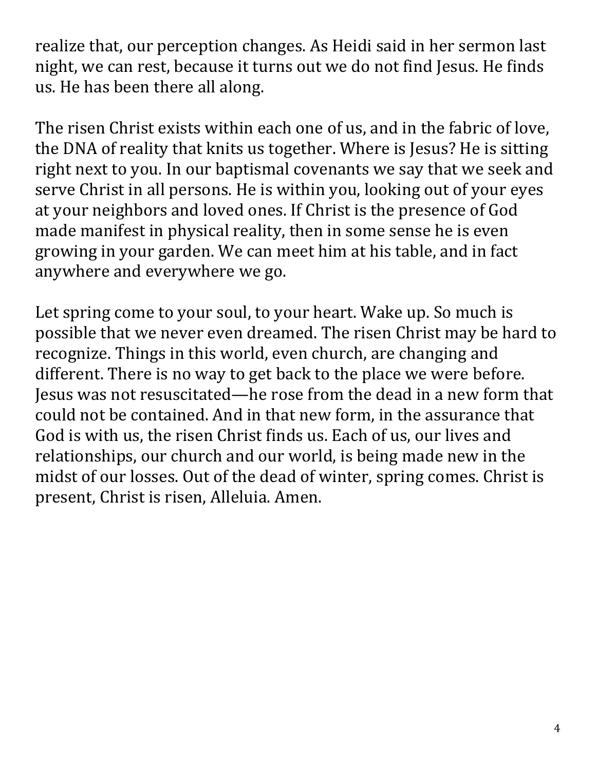realize that, our perception changes. As Heidi said in her sermon last night, we can rest, because it turns out we do not find Jesus. He finds us. He has been there all along.

The risen Christ exists within each one of us, and in the fabric of love, the DNA of reality that knits us together. Where is Jesus? He is sitting right next to you. In our baptismal covenants we say that we seek and serve Christ in all persons. He is within you, looking out of your eyes at your neighbors and loved ones. If Christ is the presence of God made manifest in physical reality, then in some sense he is even growing in your garden. We can meet him at his table, and in fact anywhere and everywhere we go.

Let spring come to your soul, to your heart. Wake up. So much is possible that we never even dreamed. The risen Christ may be hard to recognize. Things in this world, even church, are changing and different. There is no way to get back to the place we were before. Jesus was not resuscitated—he rose from the dead in a new form that could not be contained. And in that new form, in the assurance that God is with us, the risen Christ finds us. Each of us, our lives and relationships, our church and our world, is being made new in the midst of our losses. Out of the dead of winter, spring comes. Christ is present, Christ is risen, Alleluia. Amen.